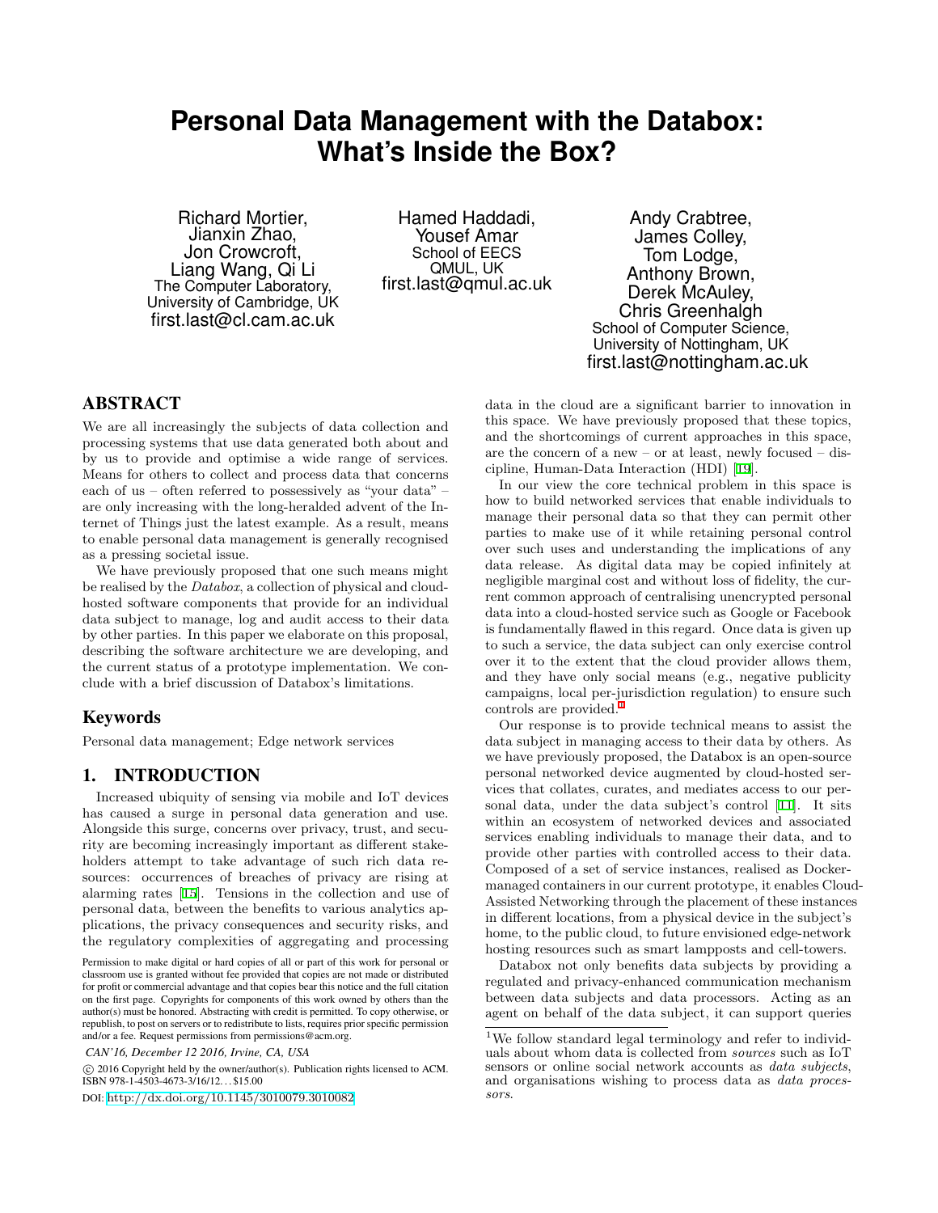# Personal Data Management with the Databox: What's Inside the Box?

Richard Mortier, Jianxin Zhao, Jon Crowcroft, Liang Wang, Qi Li
The Computer Laboratory, University of Cambridge, UK
first.last@cl.cam.ac.uk

Hamed Haddadi, Yousef Amar
School of EECS
QMUL, UK
first.last@qmul.ac.uk

Andy Crabtree, James Colley, Tom Lodge, Anthony Brown, Derek McAuley, Chris Greenhalgh
School of Computer Science, University of Nottingham, UK
first.last@nottingham.ac.uk

## ABSTRACT

We are all increasingly the subjects of data collection and processing systems that use data generated both about and by us to provide and optimise a wide range of services. Means for others to collect and process data that concerns each of us – often referred to possessively as "your data" – are only increasing with the long-heralded advent of the Internet of Things just the latest example. As a result, means to enable personal data management is generally recognised as a pressing societal issue.

We have previously proposed that one such means might be realised by the *Databox*, a collection of physical and cloud-hosted software components that provide for an individual data subject to manage, log and audit access to their data by other parties. In this paper we elaborate on this proposal, describing the software architecture we are developing, and the current status of a prototype implementation. We conclude with a brief discussion of Databox's limitations.

## Keywords

Personal data management; Edge network services

## 1. INTRODUCTION

Increased ubiquity of sensing via mobile and IoT devices has caused a surge in personal data generation and use. Alongside this surge, concerns over privacy, trust, and security are becoming increasingly important as different stakeholders attempt to take advantage of such rich data resources: occurrences of breaches of privacy are rising at alarming rates [15]. Tensions in the collection and use of personal data, between the benefits to various analytics applications, the privacy consequences and security risks, and the regulatory complexities of aggregating and processing data in the cloud are a significant barrier to innovation in this space. We have previously proposed that these topics, and the shortcomings of current approaches in this space, are the concern of a new – or at least, newly focused – discipline, Human-Data Interaction (HDI) [19].

In our view the core technical problem in this space is how to build networked services that enable individuals to manage their personal data so that they can permit other parties to make use of it while retaining personal control over such uses and understanding the implications of any data release. As digital data may be copied infinitely at negligible marginal cost and without loss of fidelity, the current common approach of centralising unencrypted personal data into a cloud-hosted service such as Google or Facebook is fundamentally flawed in this regard. Once data is given up to such a service, the data subject can only exercise control over it to the extent that the cloud provider allows them, and they have only social means (e.g., negative publicity campaigns, local per-jurisdiction regulation) to ensure such controls are provided.[1]

Our response is to provide technical means to assist the data subject in managing access to their data by others. As we have previously proposed, the Databox is an open-source personal networked device augmented by cloud-hosted services that collates, curates, and mediates access to our personal data, under the data subject's control [11]. It sits within an ecosystem of networked devices and associated services enabling individuals to manage their data, and to provide other parties with controlled access to their data. Composed of a set of service instances, realised as Docker-managed containers in our current prototype, it enables Cloud-Assisted Networking through the placement of these instances in different locations, from a physical device in the subject's home, to the public cloud, to future envisioned edge-network hosting resources such as smart lampposts and cell-towers.

Databox not only benefits data subjects by providing a regulated and privacy-enhanced communication mechanism between data subjects and data processors. Acting as an agent on behalf of the data subject, it can support queries

[1] We follow standard legal terminology and refer to individuals about whom data is collected from *sources* such as IoT sensors or online social network accounts as *data subjects*, and organisations wishing to process data as *data processors*.

Permission to make digital or hard copies of all or part of this work for personal or classroom use is granted without fee provided that copies are not made or distributed for profit or commercial advantage and that copies bear this notice and the full citation on the first page. Copyrights for components of this work owned by others than the author(s) must be honored. Abstracting with credit is permitted. To copy otherwise, or republish, to post on servers or to redistribute to lists, requires prior specific permission and/or a fee. Request permissions from permissions@acm.org.

*CAN'16, December 12 2016, Irvine, CA, USA*

© 2016 Copyright held by the owner/author(s). Publication rights licensed to ACM. ISBN 978-1-4503-4673-3/16/12...$15.00

DOI: http://dx.doi.org/10.1145/3010079.3010082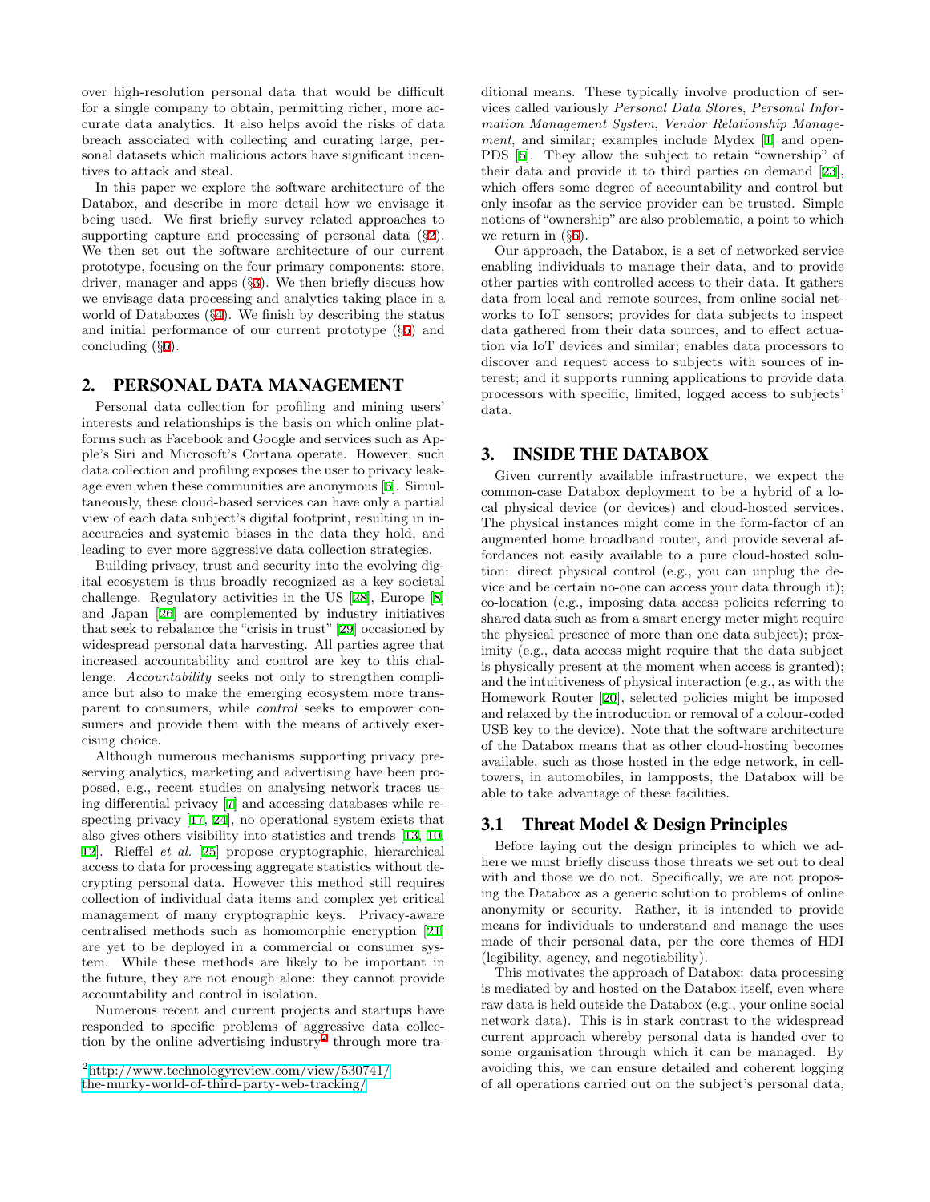over high-resolution personal data that would be difficult for a single company to obtain, permitting richer, more accurate data analytics. It also helps avoid the risks of data breach associated with collecting and curating large, personal datasets which malicious actors have significant incentives to attack and steal.

In this paper we explore the software architecture of the Databox, and describe in more detail how we envisage it being used. We first briefly survey related approaches to supporting capture and processing of personal data (§2). We then set out the software architecture of our current prototype, focusing on the four primary components: store, driver, manager and apps (§3). We then briefly discuss how we envisage data processing and analytics taking place in a world of Databoxes (§4). We finish by describing the status and initial performance of our current prototype (§5) and concluding (§6).

## 2. PERSONAL DATA MANAGEMENT

Personal data collection for profiling and mining users' interests and relationships is the basis on which online platforms such as Facebook and Google and services such as Apple's Siri and Microsoft's Cortana operate. However, such data collection and profiling exposes the user to privacy leakage even when these communities are anonymous [6]. Simultaneously, these cloud-based services can have only a partial view of each data subject's digital footprint, resulting in inaccuracies and systemic biases in the data they hold, and leading to ever more aggressive data collection strategies.

Building privacy, trust and security into the evolving digital ecosystem is thus broadly recognized as a key societal challenge. Regulatory activities in the US [28], Europe [8] and Japan [26] are complemented by industry initiatives that seek to rebalance the "crisis in trust" [29] occasioned by widespread personal data harvesting. All parties agree that increased accountability and control are key to this challenge. *Accountability* seeks not only to strengthen compliance but also to make the emerging ecosystem more transparent to consumers, while *control* seeks to empower consumers and provide them with the means of actively exercising choice.

Although numerous mechanisms supporting privacy preserving analytics, marketing and advertising have been proposed, e.g., recent studies on analysing network traces using differential privacy [7] and accessing databases while respecting privacy [17, 24], no operational system exists that also gives others visibility into statistics and trends [13, 10, 12]. Rieffel *et al.* [25] propose cryptographic, hierarchical access to data for processing aggregate statistics without decrypting personal data. However this method still requires collection of individual data items and complex yet critical management of many cryptographic keys. Privacy-aware centralised methods such as homomorphic encryption [21] are yet to be deployed in a commercial or consumer system. While these methods are likely to be important in the future, they are not enough alone: they cannot provide accountability and control in isolation.

Numerous recent and current projects and startups have responded to specific problems of aggressive data collection by the online advertising industry[2] through more traditional means. These typically involve production of services called variously *Personal Data Stores*, *Personal Information Management System*, *Vendor Relationship Management*, and similar; examples include Mydex [1] and openPDS [5]. They allow the subject to retain "ownership" of their data and provide it to third parties on demand [23], which offers some degree of accountability and control but only insofar as the service provider can be trusted. Simple notions of "ownership" are also problematic, a point to which we return in (§6).

Our approach, the Databox, is a set of networked service enabling individuals to manage their data, and to provide other parties with controlled access to their data. It gathers data from local and remote sources, from online social networks to IoT sensors; provides for data subjects to inspect data gathered from their data sources, and to effect actuation via IoT devices and similar; enables data processors to discover and request access to subjects with sources of interest; and it supports running applications to provide data processors with specific, limited, logged access to subjects' data.

## 3. INSIDE THE DATABOX

Given currently available infrastructure, we expect the common-case Databox deployment to be a hybrid of a local physical device (or devices) and cloud-hosted services. The physical instances might come in the form-factor of an augmented home broadband router, and provide several affordances not easily available to a pure cloud-hosted solution: direct physical control (e.g., you can unplug the device and be certain no-one can access your data through it); co-location (e.g., imposing data access policies referring to shared data such as from a smart energy meter might require the physical presence of more than one data subject); proximity (e.g., data access might require that the data subject is physically present at the moment when access is granted); and the intuitiveness of physical interaction (e.g., as with the Homework Router [20], selected policies might be imposed and relaxed by the introduction or removal of a colour-coded USB key to the device). Note that the software architecture of the Databox means that as other cloud-hosting becomes available, such as those hosted in the edge network, in cell-towers, in automobiles, in lampposts, the Databox will be able to take advantage of these facilities.

### 3.1 Threat Model & Design Principles

Before laying out the design principles to which we adhere we must briefly discuss those threats we set out to deal with and those we do not. Specifically, we are not proposing the Databox as a generic solution to problems of online anonymity or security. Rather, it is intended to provide means for individuals to understand and manage the uses made of their personal data, per the core themes of HDI (legibility, agency, and negotiability).

This motivates the approach of Databox: data processing is mediated by and hosted on the Databox itself, even where raw data is held outside the Databox (e.g., your online social network data). This is in stark contrast to the widespread current approach whereby personal data is handed over to some organisation through which it can be managed. By avoiding this, we can ensure detailed and coherent logging of all operations carried out on the subject's personal data,

[2] http://www.technologyreview.com/view/530741/the-murky-world-of-third-party-web-tracking/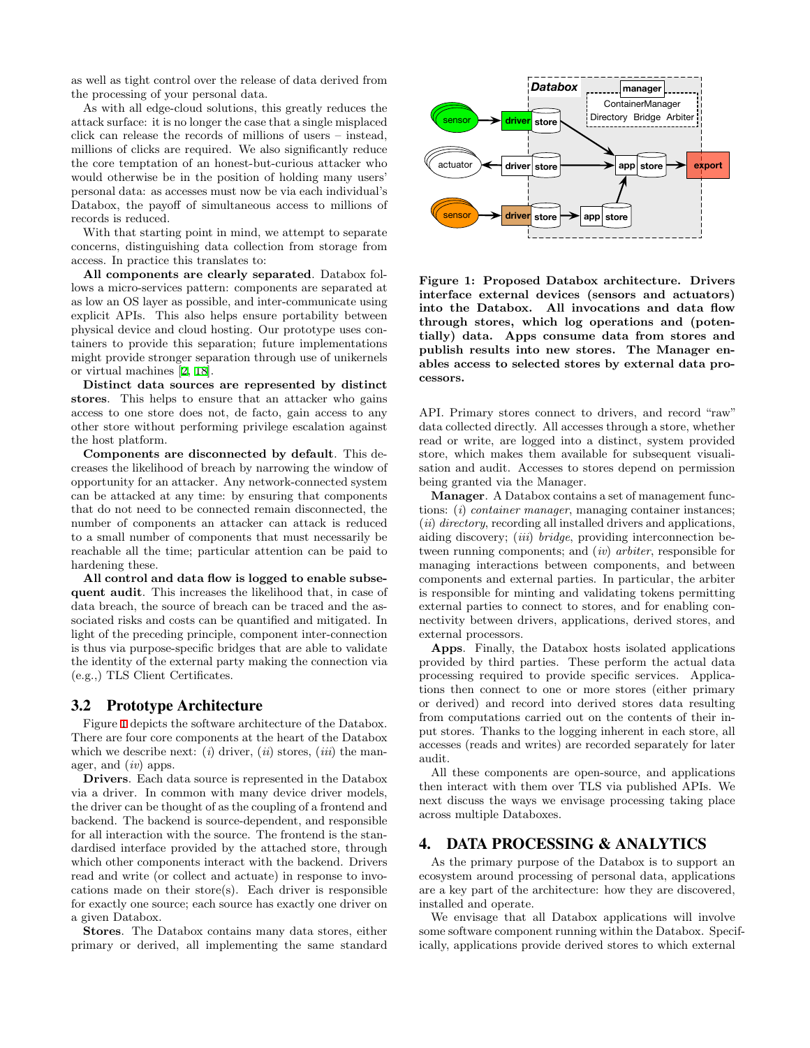as well as tight control over the release of data derived from the processing of your personal data.

As with all edge-cloud solutions, this greatly reduces the attack surface: it is no longer the case that a single misplaced click can release the records of millions of users – instead, millions of clicks are required. We also significantly reduce the core temptation of an honest-but-curious attacker who would otherwise be in the position of holding many users' personal data: as accesses must now be via each individual's Databox, the payoff of simultaneous access to millions of records is reduced.

With that starting point in mind, we attempt to separate concerns, distinguishing data collection from storage from access. In practice this translates to:

**All components are clearly separated**. Databox follows a micro-services pattern: components are separated at as low an OS layer as possible, and inter-communicate using explicit APIs. This also helps ensure portability between physical device and cloud hosting. Our prototype uses containers to provide this separation; future implementations might provide stronger separation through use of unikernels or virtual machines [2, 18].

**Distinct data sources are represented by distinct stores**. This helps to ensure that an attacker who gains access to one store does not, de facto, gain access to any other store without performing privilege escalation against the host platform.

**Components are disconnected by default**. This decreases the likelihood of breach by narrowing the window of opportunity for an attacker. Any network-connected system can be attacked at any time: by ensuring that components that do not need to be connected remain disconnected, the number of components an attacker can attack is reduced to a small number of components that must necessarily be reachable all the time; particular attention can be paid to hardening these.

**All control and data flow is logged to enable subsequent audit**. This increases the likelihood that, in case of data breach, the source of breach can be traced and the associated risks and costs can be quantified and mitigated. In light of the preceding principle, component inter-connection is thus via purpose-specific bridges that are able to validate the identity of the external party making the connection via (e.g.,) TLS Client Certificates.

## 3.2 Prototype Architecture

Figure 1 depicts the software architecture of the Databox. There are four core components at the heart of the Databox which we describe next: (*i*) driver, (*ii*) stores, (*iii*) the manager, and (*iv*) apps.

**Drivers**. Each data source is represented in the Databox via a driver. In common with many device driver models, the driver can be thought of as the coupling of a frontend and backend. The backend is source-dependent, and responsible for all interaction with the source. The frontend is the standardised interface provided by the attached store, through which other components interact with the backend. Drivers read and write (or collect and actuate) in response to invocations made on their store(s). Each driver is responsible for exactly one source; each source has exactly one driver on a given Databox.

**Stores**. The Databox contains many data stores, either primary or derived, all implementing the same standard API. Primary stores connect to drivers, and record "raw" data collected directly. All accesses through a store, whether read or write, are logged into a distinct, system provided store, which makes them available for subsequent visualisation and audit. Accesses to stores depend on permission being granted via the Manager.

**Figure 1: Proposed Databox architecture. Drivers interface external devices (sensors and actuators) into the Databox. All invocations and data flow through stores, which log operations and (potentially) data. Apps consume data from stores and publish results into new stores. The Manager enables access to selected stores by external data processors.**

**Manager**. A Databox contains a set of management functions: (*i*) *container manager*, managing container instances; (*ii*) *directory*, recording all installed drivers and applications, aiding discovery; (*iii*) *bridge*, providing interconnection between running components; and (*iv*) *arbiter*, responsible for managing interactions between components, and between components and external parties. In particular, the arbiter is responsible for minting and validating tokens permitting external parties to connect to stores, and for enabling connectivity between drivers, applications, derived stores, and external processors.

**Apps**. Finally, the Databox hosts isolated applications provided by third parties. These perform the actual data processing required to provide specific services. Applications then connect to one or more stores (either primary or derived) and record into derived stores data resulting from computations carried out on the contents of their input stores. Thanks to the logging inherent in each store, all accesses (reads and writes) are recorded separately for later audit.

All these components are open-source, and applications then interact with them over TLS via published APIs. We next discuss the ways we envisage processing taking place across multiple Databoxes.

# 4. DATA PROCESSING & ANALYTICS

As the primary purpose of the Databox is to support an ecosystem around processing of personal data, applications are a key part of the architecture: how they are discovered, installed and operate.

We envisage that all Databox applications will involve some software component running within the Databox. Specifically, applications provide derived stores to which external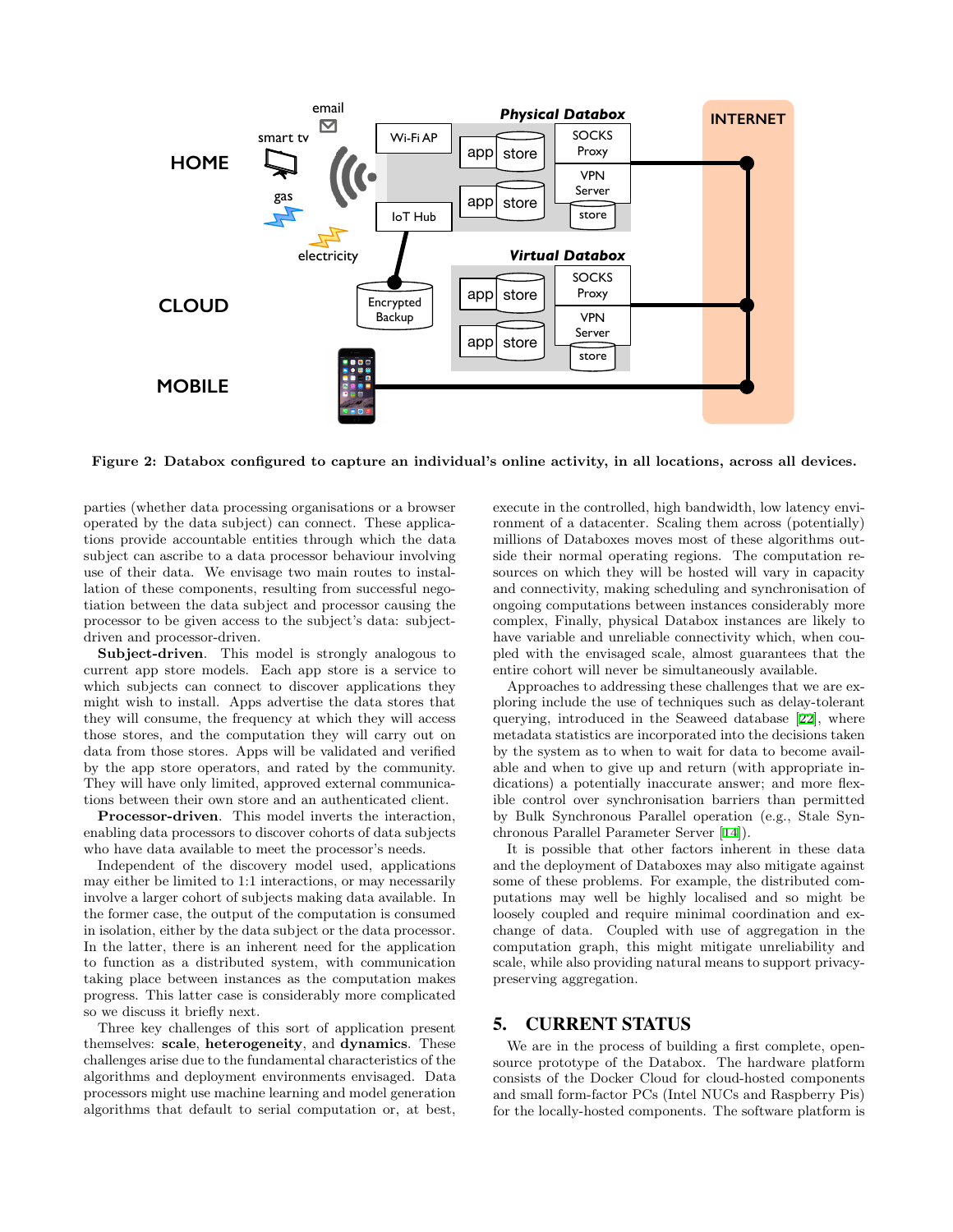HOME

CLOUD

MOBILE

email

smart tv

gas

electricity

Wi-Fi AP

IoT Hub

Encrypted Backup

Physical Databox

app store

app store

SOCKS Proxy

VPN Server

store

Virtual Databox

app store

app store

SOCKS Proxy

VPN Server

store

INTERNET

**Figure 2: Databox configured to capture an individual's online activity, in all locations, across all devices.**

parties (whether data processing organisations or a browser operated by the data subject) can connect. These applications provide accountable entities through which the data subject can ascribe to a data processor behaviour involving use of their data. We envisage two main routes to installation of these components, resulting from successful negotiation between the data subject and processor causing the processor to be given access to the subject's data: subject-driven and processor-driven.

**Subject-driven**. This model is strongly analogous to current app store models. Each app store is a service to which subjects can connect to discover applications they might wish to install. Apps advertise the data stores that they will consume, the frequency at which they will access those stores, and the computation that they will carry out on data from those stores. Apps will be validated and verified by the app store operators, and rated by the community. They will have only limited, approved external communications between their own store and an authenticated client.

**Processor-driven**. This model inverts the interaction, enabling data processors to discover cohorts of data subjects who have data available to meet the processor's needs.

Independent of the discovery model used, applications may either be limited to 1:1 interactions, or may necessarily involve a larger cohort of subjects making data available. In the former case, the output of the computation is consumed in isolation, either by the data subject or the data processor. In the latter, there is an inherent need for the application to function as a distributed system, with communication taking place between instances as the computation makes progress. This latter case is considerably more complicated so we discuss it briefly next.

Three key challenges of this sort of application present themselves: **scale**, **heterogeneity**, and **dynamics**. These challenges arise due to the fundamental characteristics of the algorithms and deployment environments envisaged. Data processors might use machine learning and model generation algorithms that default to serial computation or, at best, execute in the controlled, high bandwidth, low latency environment of a datacenter. Scaling them across (potentially) millions of Databoxes moves most of these algorithms outside their normal operating regions. The computation resources on which they will be hosted will vary in capacity and connectivity, making scheduling and synchronisation of ongoing computations between instances considerably more complex, Finally, physical Databox instances are likely to have variable and unreliable connectivity which, when coupled with the envisaged scale, almost guarantees that the entire cohort will never be simultaneously available.

Approaches to addressing these challenges that we are exploring include the use of techniques such as delay-tolerant querying, introduced in the Seaweed database [22], where metadata statistics are incorporated into the decisions taken by the system as to when to wait for data to become available and when to give up and return (with appropriate indications) a potentially inaccurate answer; and more flexible control over synchronisation barriers than permitted by Bulk Synchronous Parallel operation (e.g., Stale Synchronous Parallel Parameter Server [14]).

It is possible that other factors inherent in these data and the deployment of Databoxes may also mitigate against some of these problems. For example, the distributed computations may well be highly localised and so might be loosely coupled and require minimal coordination and exchange of data. Coupled with use of aggregation in the computation graph, this might mitigate unreliability and scale, while also providing natural means to support privacy-preserving aggregation.

## 5. CURRENT STATUS

We are in the process of building a first complete, open-source prototype of the Databox. The hardware platform consists of the Docker Cloud for cloud-hosted components and small form-factor PCs (Intel NUCs and Raspberry Pis) for the locally-hosted components. The software platform is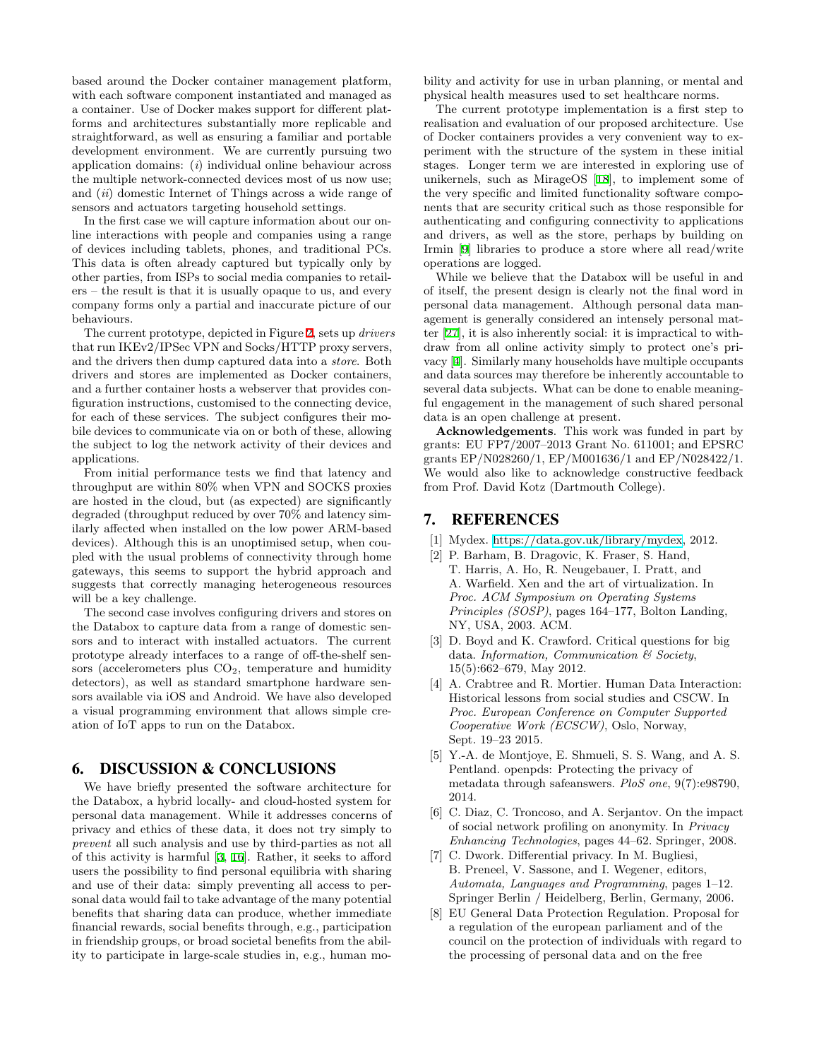based around the Docker container management platform, with each software component instantiated and managed as a container. Use of Docker makes support for different platforms and architectures substantially more replicable and straightforward, as well as ensuring a familiar and portable development environment. We are currently pursuing two application domains: (*i*) individual online behaviour across the multiple network-connected devices most of us now use; and (*ii*) domestic Internet of Things across a wide range of sensors and actuators targeting household settings.

In the first case we will capture information about our online interactions with people and companies using a range of devices including tablets, phones, and traditional PCs. This data is often already captured but typically only by other parties, from ISPs to social media companies to retailers – the result is that it is usually opaque to us, and every company forms only a partial and inaccurate picture of our behaviours.

The current prototype, depicted in Figure 2, sets up *drivers* that run IKEv2/IPSec VPN and Socks/HTTP proxy servers, and the drivers then dump captured data into a *store*. Both drivers and stores are implemented as Docker containers, and a further container hosts a webserver that provides configuration instructions, customised to the connecting device, for each of these services. The subject configures their mobile devices to communicate via on or both of these, allowing the subject to log the network activity of their devices and applications.

From initial performance tests we find that latency and throughput are within 80% when VPN and SOCKS proxies are hosted in the cloud, but (as expected) are significantly degraded (throughput reduced by over 70% and latency similarly affected when installed on the low power ARM-based devices). Although this is an unoptimised setup, when coupled with the usual problems of connectivity through home gateways, this seems to support the hybrid approach and suggests that correctly managing heterogeneous resources will be a key challenge.

The second case involves configuring drivers and stores on the Databox to capture data from a range of domestic sensors and to interact with installed actuators. The current prototype already interfaces to a range of off-the-shelf sensors (accelerometers plus $CO_2$, temperature and humidity detectors), as well as standard smartphone hardware sensors available via iOS and Android. We have also developed a visual programming environment that allows simple creation of IoT apps to run on the Databox.

## 6. DISCUSSION & CONCLUSIONS

We have briefly presented the software architecture for the Databox, a hybrid locally- and cloud-hosted system for personal data management. While it addresses concerns of privacy and ethics of these data, it does not try simply to *prevent* all such analysis and use by third-parties as not all of this activity is harmful [3, 16]. Rather, it seeks to afford users the possibility to find personal equilibria with sharing and use of their data: simply preventing all access to personal data would fail to take advantage of the many potential benefits that sharing data can produce, whether immediate financial rewards, social benefits through, e.g., participation in friendship groups, or broad societal benefits from the ability to participate in large-scale studies in, e.g., human mobility and activity for use in urban planning, or mental and physical health measures used to set healthcare norms.

The current prototype implementation is a first step to realisation and evaluation of our proposed architecture. Use of Docker containers provides a very convenient way to experiment with the structure of the system in these initial stages. Longer term we are interested in exploring use of unikernels, such as MirageOS [18], to implement some of the very specific and limited functionality software components that are security critical such as those responsible for authenticating and configuring connectivity to applications and drivers, as well as the store, perhaps by building on Irmin [9] libraries to produce a store where all read/write operations are logged.

While we believe that the Databox will be useful in and of itself, the present design is clearly not the final word in personal data management. Although personal data management is generally considered an intensely personal matter [27], it is also inherently social: it is impractical to withdraw from all online activity simply to protect one's privacy [4]. Similarly many households have multiple occupants and data sources may therefore be inherently accountable to several data subjects. What can be done to enable meaningful engagement in the management of such shared personal data is an open challenge at present.

**Acknowledgements**. This work was funded in part by grants: EU FP7/2007–2013 Grant No. 611001; and EPSRC grants EP/N028260/1, EP/M001636/1 and EP/N028422/1. We would also like to acknowledge constructive feedback from Prof. David Kotz (Dartmouth College).

## 7. REFERENCES

[1] Mydex. https://data.gov.uk/library/mydex, 2012.

[2] P. Barham, B. Dragovic, K. Fraser, S. Hand, T. Harris, A. Ho, R. Neugebauer, I. Pratt, and A. Warfield. Xen and the art of virtualization. In *Proc. ACM Symposium on Operating Systems Principles (SOSP)*, pages 164–177, Bolton Landing, NY, USA, 2003. ACM.

[3] D. Boyd and K. Crawford. Critical questions for big data. *Information, Communication & Society*, 15(5):662–679, May 2012.

[4] A. Crabtree and R. Mortier. Human Data Interaction: Historical lessons from social studies and CSCW. In *Proc. European Conference on Computer Supported Cooperative Work (ECSCW)*, Oslo, Norway, Sept. 19–23 2015.

[5] Y.-A. de Montjoye, E. Shmueli, S. S. Wang, and A. S. Pentland. openpds: Protecting the privacy of metadata through safeanswers. *PloS one*, 9(7):e98790, 2014.

[6] C. Diaz, C. Troncoso, and A. Serjantov. On the impact of social network profiling on anonymity. In *Privacy Enhancing Technologies*, pages 44–62. Springer, 2008.

[7] C. Dwork. Differential privacy. In M. Bugliesi, B. Preneel, V. Sassone, and I. Wegener, editors, *Automata, Languages and Programming*, pages 1–12. Springer Berlin / Heidelberg, Berlin, Germany, 2006.

[8] EU General Data Protection Regulation. Proposal for a regulation of the european parliament and of the council on the protection of individuals with regard to the processing of personal data and on the free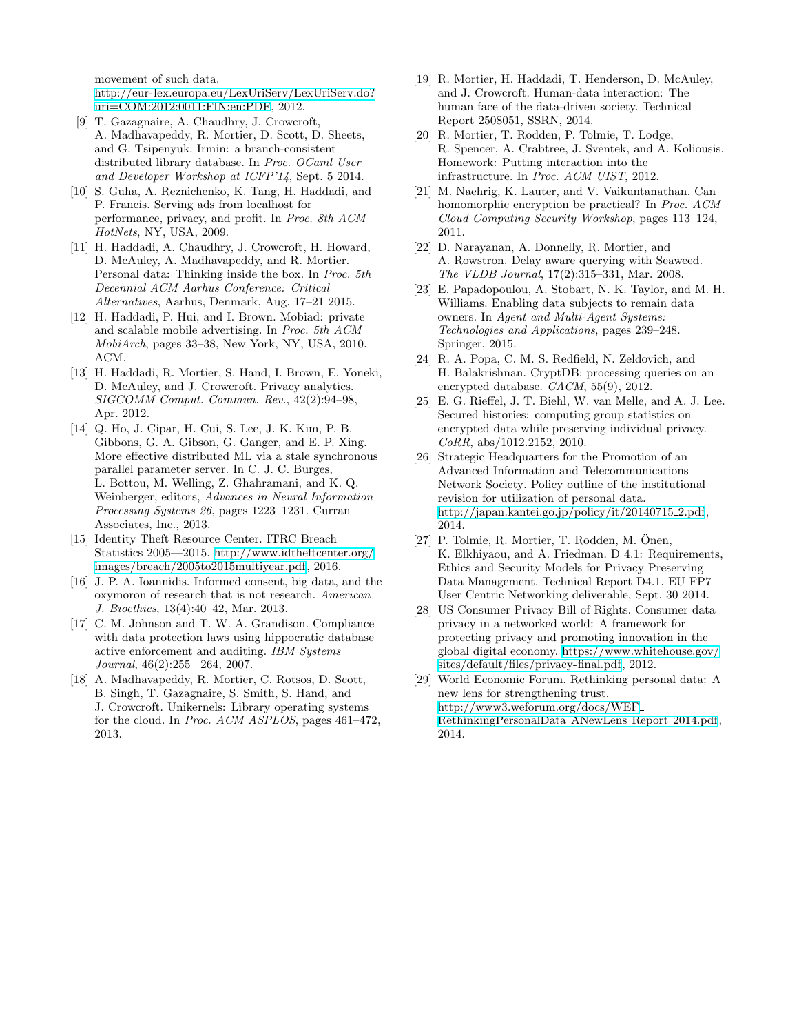movement of such data. http://eur-lex.europa.eu/LexUriServ/LexUriServ.do?uri=COM:2012:0011:FIN:en:PDF, 2012.

[9] T. Gazagnaire, A. Chaudhry, J. Crowcroft, A. Madhavapeddy, R. Mortier, D. Scott, D. Sheets, and G. Tsipenyuk. Irmin: a branch-consistent distributed library database. In *Proc. OCaml User and Developer Workshop at ICFP'14*, Sept. 5 2014.

[10] S. Guha, A. Reznichenko, K. Tang, H. Haddadi, and P. Francis. Serving ads from localhost for performance, privacy, and profit. In *Proc. 8th ACM HotNets*, NY, USA, 2009.

[11] H. Haddadi, A. Chaudhry, J. Crowcroft, H. Howard, D. McAuley, A. Madhavapeddy, and R. Mortier. Personal data: Thinking inside the box. In *Proc. 5th Decennial ACM Aarhus Conference: Critical Alternatives*, Aarhus, Denmark, Aug. 17–21 2015.

[12] H. Haddadi, P. Hui, and I. Brown. Mobiad: private and scalable mobile advertising. In *Proc. 5th ACM MobiArch*, pages 33–38, New York, NY, USA, 2010. ACM.

[13] H. Haddadi, R. Mortier, S. Hand, I. Brown, E. Yoneki, D. McAuley, and J. Crowcroft. Privacy analytics. *SIGCOMM Comput. Commun. Rev.*, 42(2):94–98, Apr. 2012.

[14] Q. Ho, J. Cipar, H. Cui, S. Lee, J. K. Kim, P. B. Gibbons, G. A. Gibson, G. Ganger, and E. P. Xing. More effective distributed ML via a stale synchronous parallel parameter server. In C. J. C. Burges, L. Bottou, M. Welling, Z. Ghahramani, and K. Q. Weinberger, editors, *Advances in Neural Information Processing Systems 26*, pages 1223–1231. Curran Associates, Inc., 2013.

[15] Identity Theft Resource Center. ITRC Breach Statistics 2005—2015. http://www.idtheftcenter.org/images/breach/2005to2015multiyear.pdf, 2016.

[16] J. P. A. Ioannidis. Informed consent, big data, and the oxymoron of research that is not research. *American J. Bioethics*, 13(4):40–42, Mar. 2013.

[17] C. M. Johnson and T. W. A. Grandison. Compliance with data protection laws using hippocratic database active enforcement and auditing. *IBM Systems Journal*, 46(2):255 –264, 2007.

[18] A. Madhavapeddy, R. Mortier, C. Rotsos, D. Scott, B. Singh, T. Gazagnaire, S. Smith, S. Hand, and J. Crowcroft. Unikernels: Library operating systems for the cloud. In *Proc. ACM ASPLOS*, pages 461–472, 2013.

[19] R. Mortier, H. Haddadi, T. Henderson, D. McAuley, and J. Crowcroft. Human-data interaction: The human face of the data-driven society. Technical Report 2508051, SSRN, 2014.

[20] R. Mortier, T. Rodden, P. Tolmie, T. Lodge, R. Spencer, A. Crabtree, J. Sventek, and A. Koliousis. Homework: Putting interaction into the infrastructure. In *Proc. ACM UIST*, 2012.

[21] M. Naehrig, K. Lauter, and V. Vaikuntanathan. Can homomorphic encryption be practical? In *Proc. ACM Cloud Computing Security Workshop*, pages 113–124, 2011.

[22] D. Narayanan, A. Donnelly, R. Mortier, and A. Rowstron. Delay aware querying with Seaweed. *The VLDB Journal*, 17(2):315–331, Mar. 2008.

[23] E. Papadopoulou, A. Stobart, N. K. Taylor, and M. H. Williams. Enabling data subjects to remain data owners. In *Agent and Multi-Agent Systems: Technologies and Applications*, pages 239–248. Springer, 2015.

[24] R. A. Popa, C. M. S. Redfield, N. Zeldovich, and H. Balakrishnan. CryptDB: processing queries on an encrypted database. *CACM*, 55(9), 2012.

[25] E. G. Rieffel, J. T. Biehl, W. van Melle, and A. J. Lee. Secured histories: computing group statistics on encrypted data while preserving individual privacy. *CoRR*, abs/1012.2152, 2010.

[26] Strategic Headquarters for the Promotion of an Advanced Information and Telecommunications Network Society. Policy outline of the institutional revision for utilization of personal data. http://japan.kantei.go.jp/policy/it/20140715_2.pdf, 2014.

[27] P. Tolmie, R. Mortier, T. Rodden, M. Önen, K. Elkhiyaou, and A. Friedman. D 4.1: Requirements, Ethics and Security Models for Privacy Preserving Data Management. Technical Report D4.1, EU FP7 User Centric Networking deliverable, Sept. 30 2014.

[28] US Consumer Privacy Bill of Rights. Consumer data privacy in a networked world: A framework for protecting privacy and promoting innovation in the global digital economy. https://www.whitehouse.gov/sites/default/files/privacy-final.pdf, 2012.

[29] World Economic Forum. Rethinking personal data: A new lens for strengthening trust. http://www3.weforum.org/docs/WEF_RethinkingPersonalData_ANewLens_Report_2014.pdf, 2014.